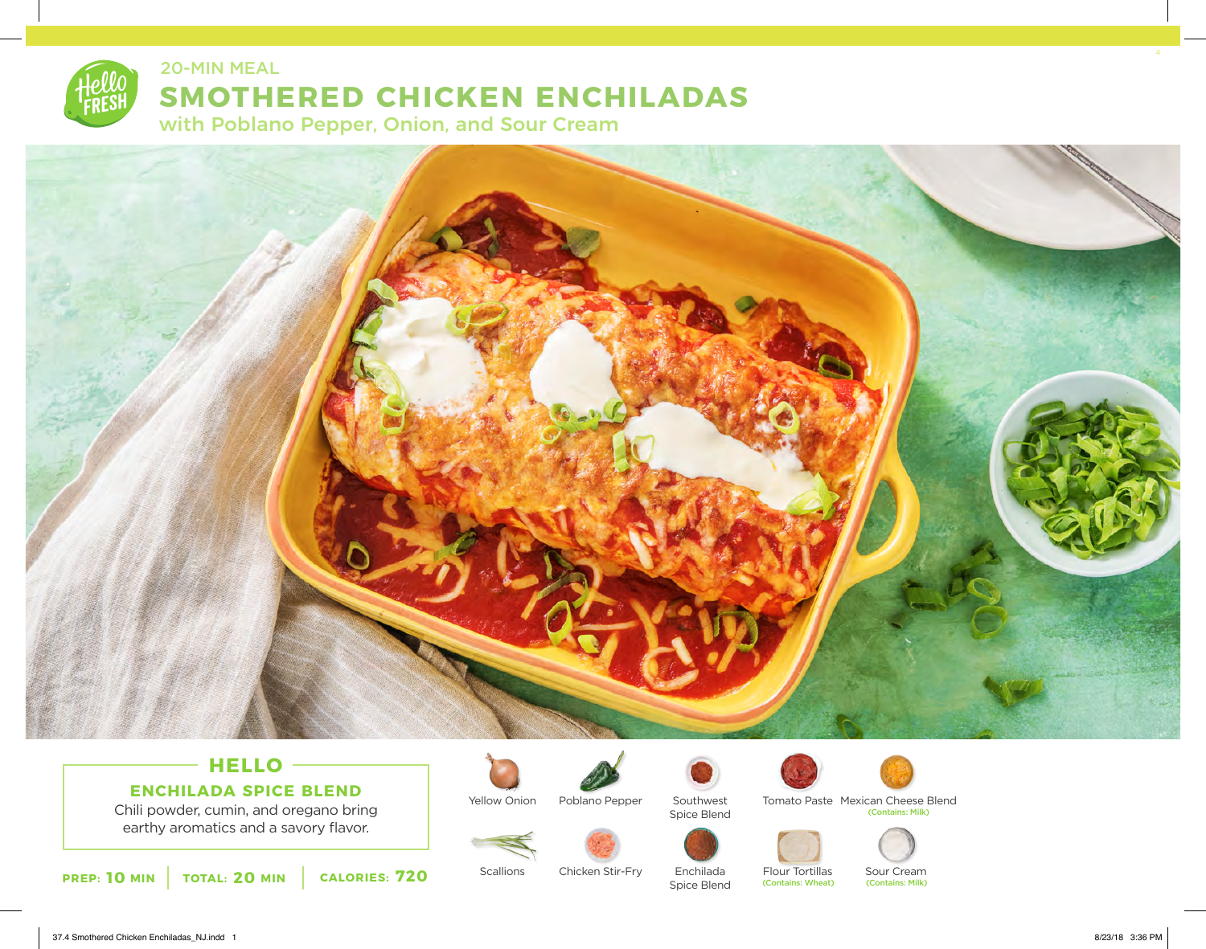20-MIN MEAL

# SMOTHERED CHICKEN ENCHILADAS

## with Poblano Pepper, Onion, and Sour Cream

## HELLO

### ENCHILADA SPICE BLEND

Chili powder, cumin, and oregano bring earthy aromatics and a savory flavor.

**PREP:** 10 MIN | **TOTAL:** 20 MIN | **CALORIES:** 720

- Yellow Onion
- Poblano Pepper
- Southwest Spice Blend
- Tomato Paste
- Mexican Cheese Blend (Contains: Milk)
- Scallions
- Chicken Stir-Fry
- Enchilada Spice Blend
- Flour Tortillas (Contains: Wheat)
- Sour Cream (Contains: Milk)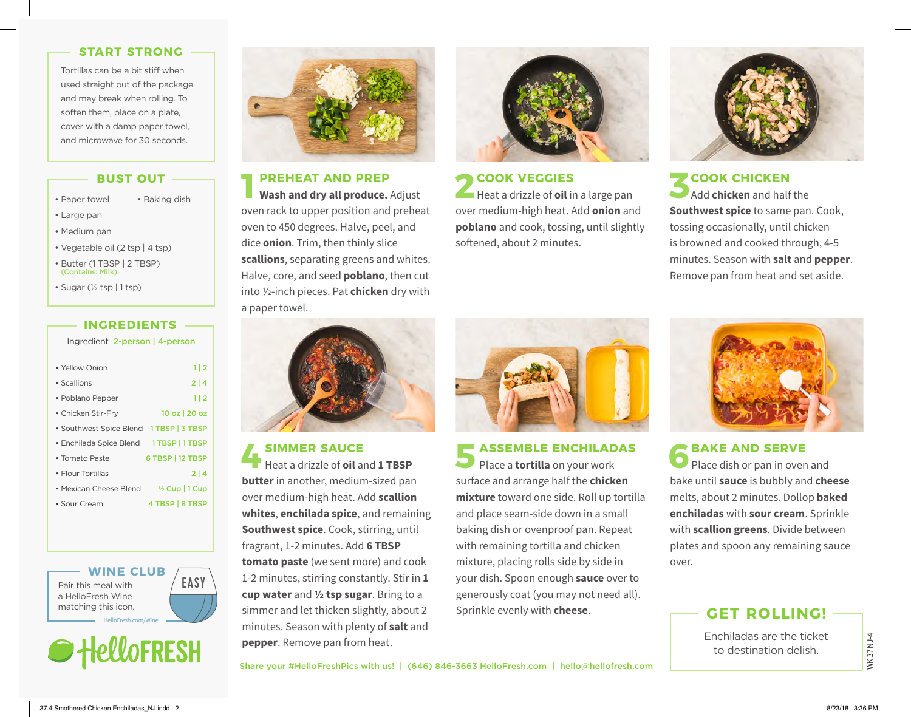## START STRONG

Tortillas can be a bit stiff when used straight out of the package and may break when rolling. To soften them, place on a plate, cover with a damp paper towel, and microwave for 30 seconds.

## BUST OUT

- Paper towel
- Baking dish
- Large pan
- Medium pan
- Vegetable oil (2 tsp | 4 tsp)
- Butter (1 TBSP | 2 TBSP) (Contains: Milk)
- Sugar (½ tsp | 1 tsp)

## INGREDIENTS

| Ingredient | 2-person \| 4-person |
|---|---|
| Yellow Onion | 1 \| 2 |
| Scallions | 2 \| 4 |
| Poblano Pepper | 1 \| 2 |
| Chicken Stir-Fry | 10 oz \| 20 oz |
| Southwest Spice Blend | 1 TBSP \| 3 TBSP |
| Enchilada Spice Blend | 1 TBSP \| 1 TBSP |
| Tomato Paste | 6 TBSP \| 12 TBSP |
| Flour Tortillas | 2 \| 4 |
| Mexican Cheese Blend | ½ Cup \| 1 Cup |
| Sour Cream | 4 TBSP \| 8 TBSP |

## WINE CLUB

Pair this meal with a HelloFresh Wine matching this icon.

EASY

HelloFresh.com/Wine

HelloFRESH

## 1 PREHEAT AND PREP

**Wash and dry all produce.** Adjust oven rack to upper position and preheat oven to 450 degrees. Halve, peel, and dice **onion**. Trim, then thinly slice **scallions**, separating greens and whites. Halve, core, and seed **poblano**, then cut into ½-inch pieces. Pat **chicken** dry with a paper towel.

## 2 COOK VEGGIES

Heat a drizzle of **oil** in a large pan over medium-high heat. Add **onion** and **poblano** and cook, tossing, until slightly softened, about 2 minutes.

## 3 COOK CHICKEN

Add **chicken** and half the **Southwest spice** to same pan. Cook, tossing occasionally, until chicken is browned and cooked through, 4-5 minutes. Season with **salt** and **pepper**. Remove pan from heat and set aside.

## 4 SIMMER SAUCE

Heat a drizzle of **oil** and **1 TBSP butter** in another, medium-sized pan over medium-high heat. Add **scallion whites**, **enchilada spice**, and remaining **Southwest spice**. Cook, stirring, until fragrant, 1-2 minutes. Add **6 TBSP tomato paste** (we sent more) and cook 1-2 minutes, stirring constantly. Stir in **1 cup water** and **½ tsp sugar**. Bring to a simmer and let thicken slightly, about 2 minutes. Season with plenty of **salt** and **pepper**. Remove pan from heat.

## 5 ASSEMBLE ENCHILADAS

Place a **tortilla** on your work surface and arrange half the **chicken mixture** toward one side. Roll up tortilla and place seam-side down in a small baking dish or ovenproof pan. Repeat with remaining tortilla and chicken mixture, placing rolls side by side in your dish. Spoon enough **sauce** over to generously coat (you may not need all). Sprinkle evenly with **cheese**.

## 6 BAKE AND SERVE

Place dish or pan in oven and bake until **sauce** is bubbly and **cheese** melts, about 2 minutes. Dollop **baked enchiladas** with **sour cream**. Sprinkle with **scallion greens**. Divide between plates and spoon any remaining sauce over.

## GET ROLLING!

Enchiladas are the ticket to destination delish.

Share your #HelloFreshPics with us! | (646) 846-3663 HelloFresh.com | hello@hellofresh.com

WK37NJ-4